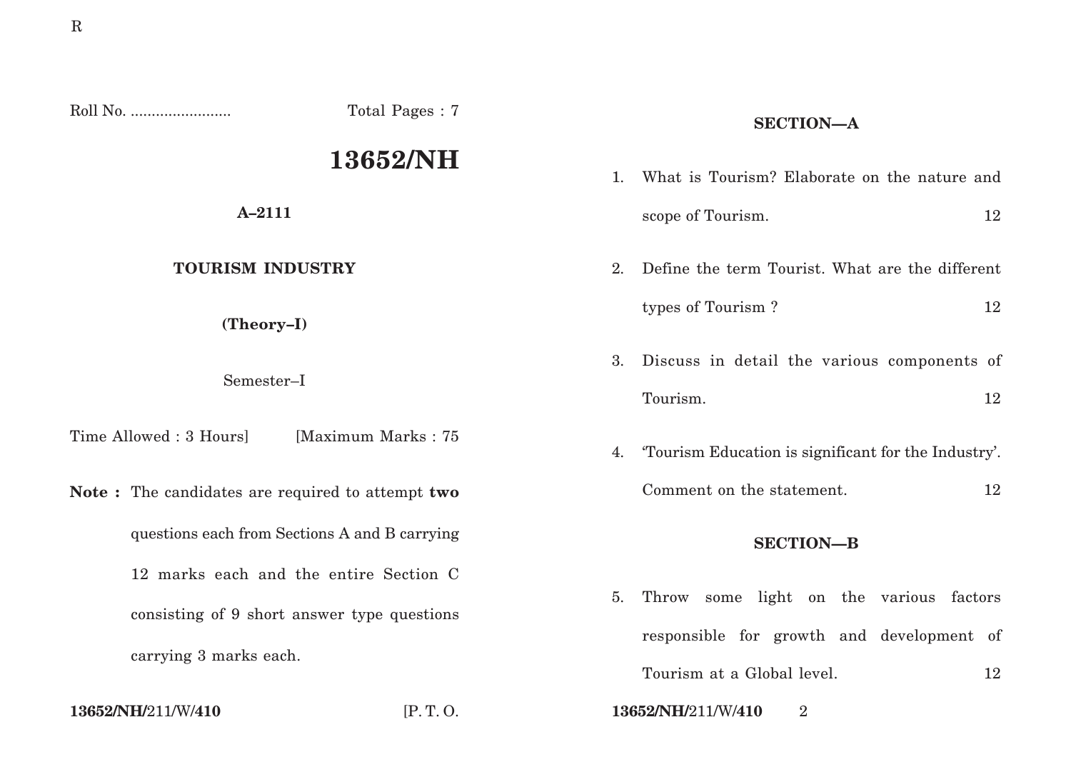Roll No. ........................ Total Pages : 7

# 13652/NH

**A–2111**

**TOURISM INDUSTRY**

**(Theory–I)**

Semester–I

Time Allowed : 3 Hours] [Maximum Marks : 75

**Note :** The candidates are required to attempt **two** questions each from Sections A and B carrying 12 marks each and the entire Section C consisting of 9 short answer type questions carrying 3 marks each.

## SECTION—A

1. What is Tourism? Elaborate on the nature and scope of Tourism. 12

2. Define the term Tourist. What are the different types of Tourism ? 12

3. Discuss in detail the various components of Tourism. 12

4. 'Tourism Education is significant for the Industry'. Comment on the statement. 12

## SECTION—B

5. Throw some light on the various factors responsible for growth and development of Tourism at a Global level. 12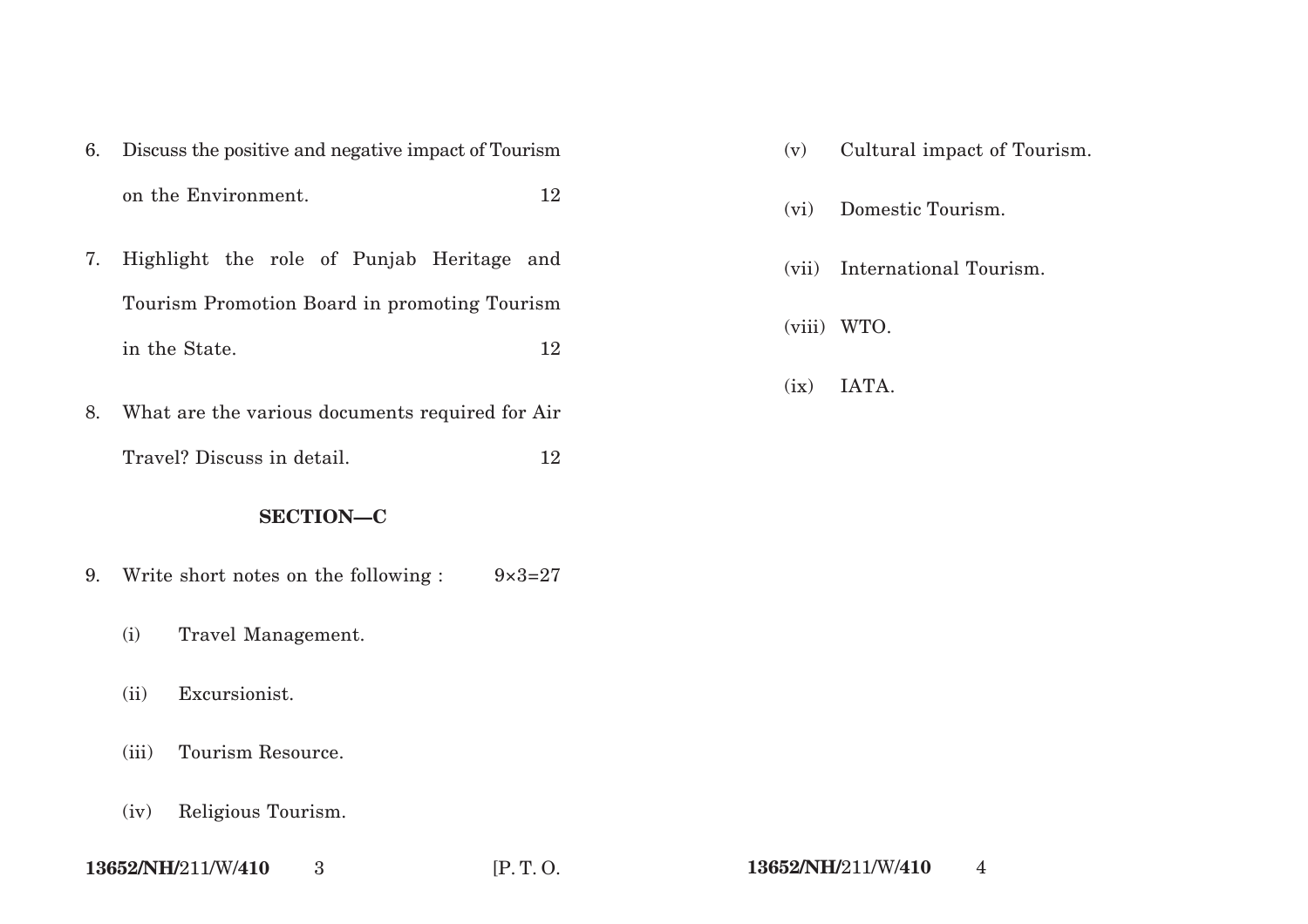6. Discuss the positive and negative impact of Tourism on the Environment. 12

7. Highlight the role of Punjab Heritage and Tourism Promotion Board in promoting Tourism in the State. 12

8. What are the various documents required for Air Travel? Discuss in detail. 12

## SECTION—C

9. Write short notes on the following : 9×3=27

   (i) Travel Management.

   (ii) Excursionist.

   (iii) Tourism Resource.

   (iv) Religious Tourism.

   (v) Cultural impact of Tourism.

   (vi) Domestic Tourism.

   (vii) International Tourism.

   (viii) WTO.

   (ix) IATA.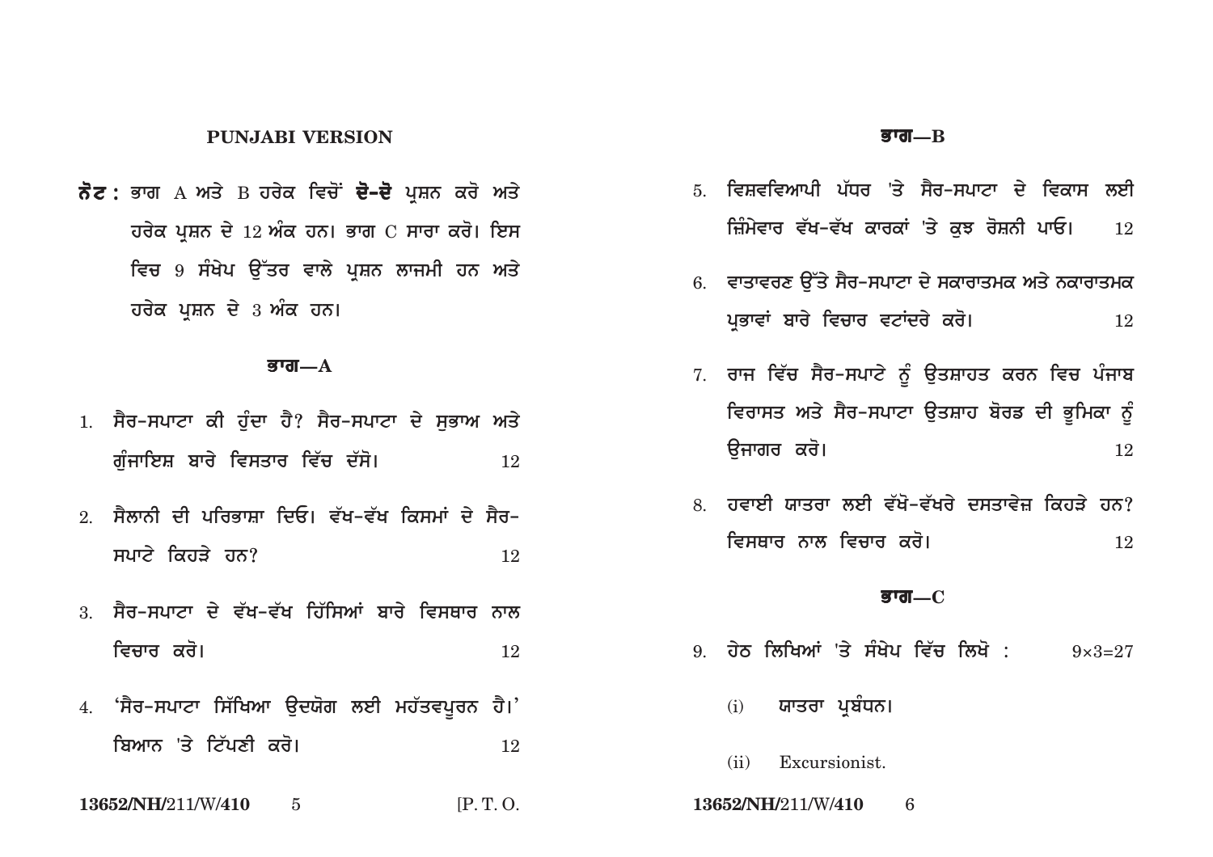## PUNJABI VERSION

**ਨੋਟ :** ਭਾਗ A ਅਤੇ B ਹਰੇਕ ਵਿਚੋਂ **ਦੋ-ਦੋ** ਪ੍ਰਸ਼ਨ ਕਰੋ ਅਤੇ ਹਰੇਕ ਪ੍ਰਸ਼ਨ ਦੇ 12 ਅੰਕ ਹਨ। ਭਾਗ C ਸਾਰਾ ਕਰੋ। ਇਸ ਵਿਚ 9 ਸੰਖੇਪ ਉੱਤਰ ਵਾਲੇ ਪ੍ਰਸ਼ਨ ਲਾਜਮੀ ਹਨ ਅਤੇ ਹਰੇਕ ਪ੍ਰਸ਼ਨ ਦੇ 3 ਅੰਕ ਹਨ।

### ਭਾਗ—A

1. ਸੈਰ-ਸਪਾਟਾ ਕੀ ਹੁੰਦਾ ਹੈ? ਸੈਰ-ਸਪਾਟਾ ਦੇ ਸੁਭਾਅ ਅਤੇ ਗੁੰਜਾਇਸ਼ ਬਾਰੇ ਵਿਸਤਾਰ ਵਿੱਚ ਦੱਸੋ। 12

2. ਸੈਲਾਨੀ ਦੀ ਪਰਿਭਾਸ਼ਾ ਦਿਓ। ਵੱਖ-ਵੱਖ ਕਿਸਮਾਂ ਦੇ ਸੈਰ-ਸਪਾਟੇ ਕਿਹੜੇ ਹਨ? 12

3. ਸੈਰ-ਸਪਾਟਾ ਦੇ ਵੱਖ-ਵੱਖ ਹਿੱਸਿਆਂ ਬਾਰੇ ਵਿਸਥਾਰ ਨਾਲ ਵਿਚਾਰ ਕਰੋ। 12

4. 'ਸੈਰ-ਸਪਾਟਾ ਸਿੱਖਿਆ ਉਦਯੋਗ ਲਈ ਮਹੱਤਵਪੂਰਨ ਹੈ।' ਬਿਆਨ 'ਤੇ ਟਿੱਪਣੀ ਕਰੋ। 12

### ਭਾਗ—B

5. ਵਿਸ਼ਵਵਿਆਪੀ ਪੱਧਰ 'ਤੇ ਸੈਰ-ਸਪਾਟਾ ਦੇ ਵਿਕਾਸ ਲਈ ਜ਼ਿੰਮੇਵਾਰ ਵੱਖ-ਵੱਖ ਕਾਰਕਾਂ 'ਤੇ ਕੁਝ ਰੋਸ਼ਨੀ ਪਾਓ। 12

6. ਵਾਤਾਵਰਣ ਉੱਤੇ ਸੈਰ-ਸਪਾਟਾ ਦੇ ਸਕਾਰਾਤਮਕ ਅਤੇ ਨਕਾਰਾਤਮਕ ਪ੍ਰਭਾਵਾਂ ਬਾਰੇ ਵਿਚਾਰ ਵਟਾਂਦਰੇ ਕਰੋ। 12

7. ਰਾਜ ਵਿੱਚ ਸੈਰ-ਸਪਾਟੇ ਨੂੰ ਉਤਸ਼ਾਹਤ ਕਰਨ ਵਿਚ ਪੰਜਾਬ ਵਿਰਾਸਤ ਅਤੇ ਸੈਰ-ਸਪਾਟਾ ਉਤਸ਼ਾਹ ਬੋਰਡ ਦੀ ਭੂਮਿਕਾ ਨੂੰ ਉਜਾਗਰ ਕਰੋ। 12

8. ਹਵਾਈ ਯਾਤਰਾ ਲਈ ਵੱਖੋ-ਵੱਖਰੇ ਦਸਤਾਵੇਜ਼ ਕਿਹੜੇ ਹਨ? ਵਿਸਥਾਰ ਨਾਲ ਵਿਚਾਰ ਕਰੋ। 12

### ਭਾਗ—C

9. ਹੇਠ ਲਿਖਿਆਂ 'ਤੇ ਸੰਖੇਪ ਵਿੱਚ ਲਿਖੋ : $9 \times 3 = 27$

   (i) ਯਾਤਰਾ ਪ੍ਰਬੰਧਨ।

   (ii) Excursionist.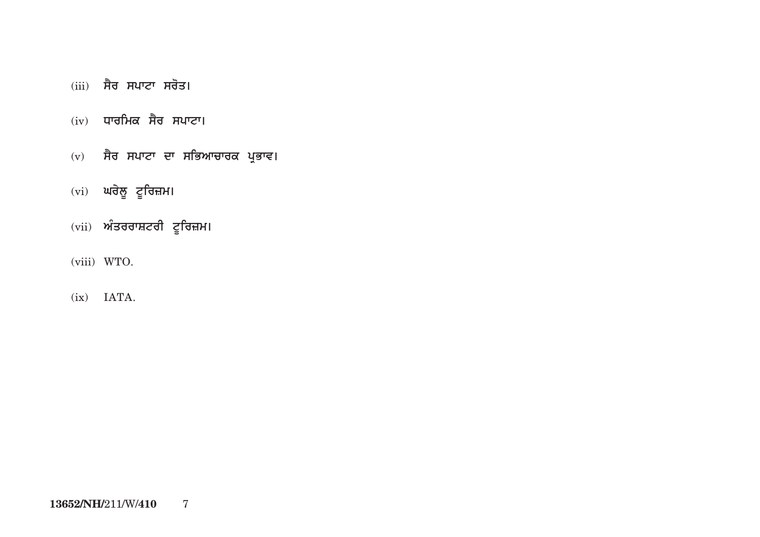(iii) ਸੈਰ ਸਪਾਟਾ ਸਰੋਤ।

(iv) ਧਾਰਮਿਕ ਸੈਰ ਸਪਾਟਾ।

(v) ਸੈਰ ਸਪਾਟਾ ਦਾ ਸਭਿਆਚਾਰਕ ਪ੍ਰਭਾਵ।

(vi) ਘਰੇਲੂ ਟੂਰਿਜ਼ਮ।

(vii) ਅੰਤਰਰਾਸ਼ਟਰੀ ਟੂਰਿਜ਼ਮ।

(viii) WTO.

(ix) IATA.

**13652/NH/**211/W/**410**